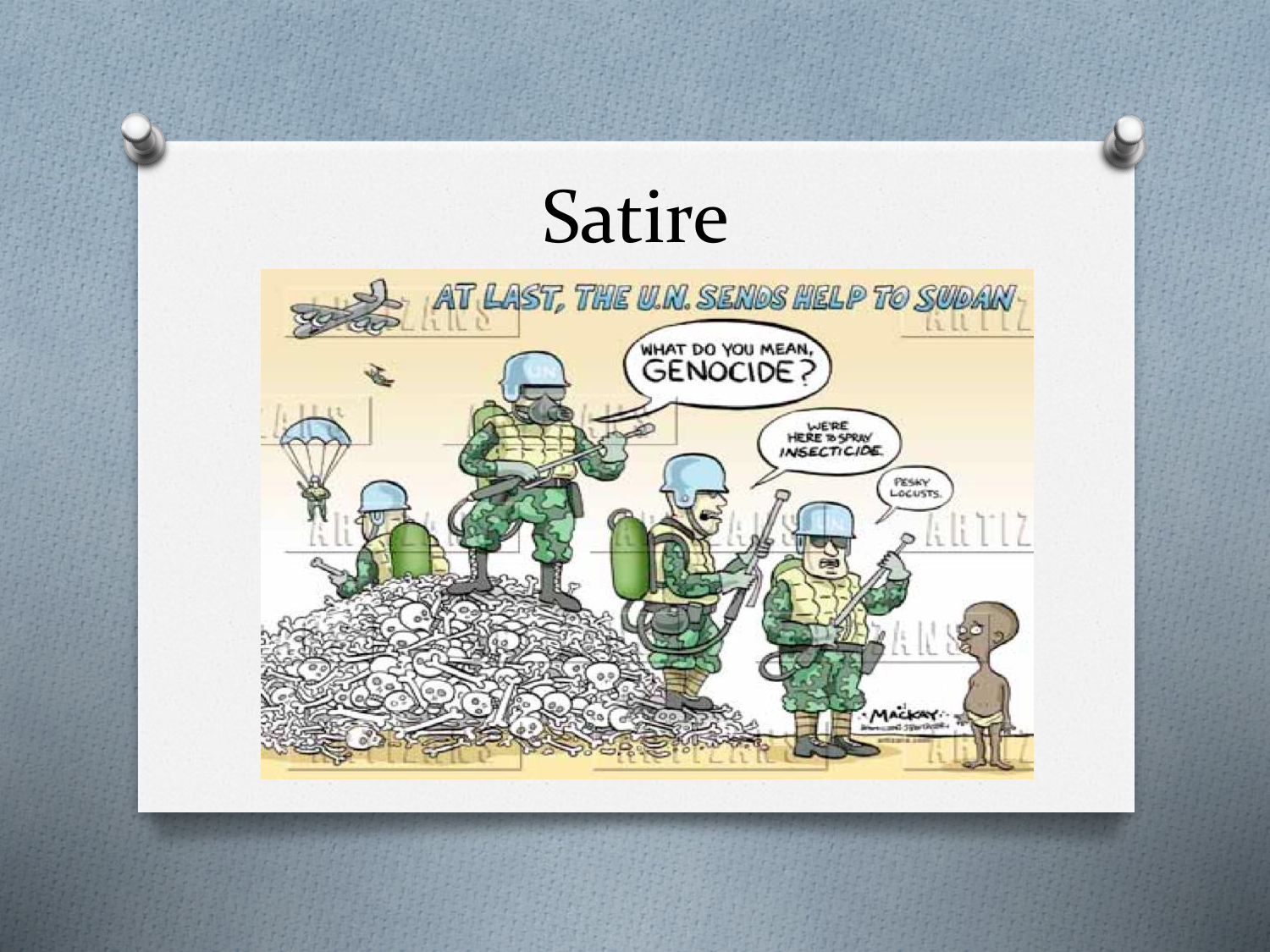# Satire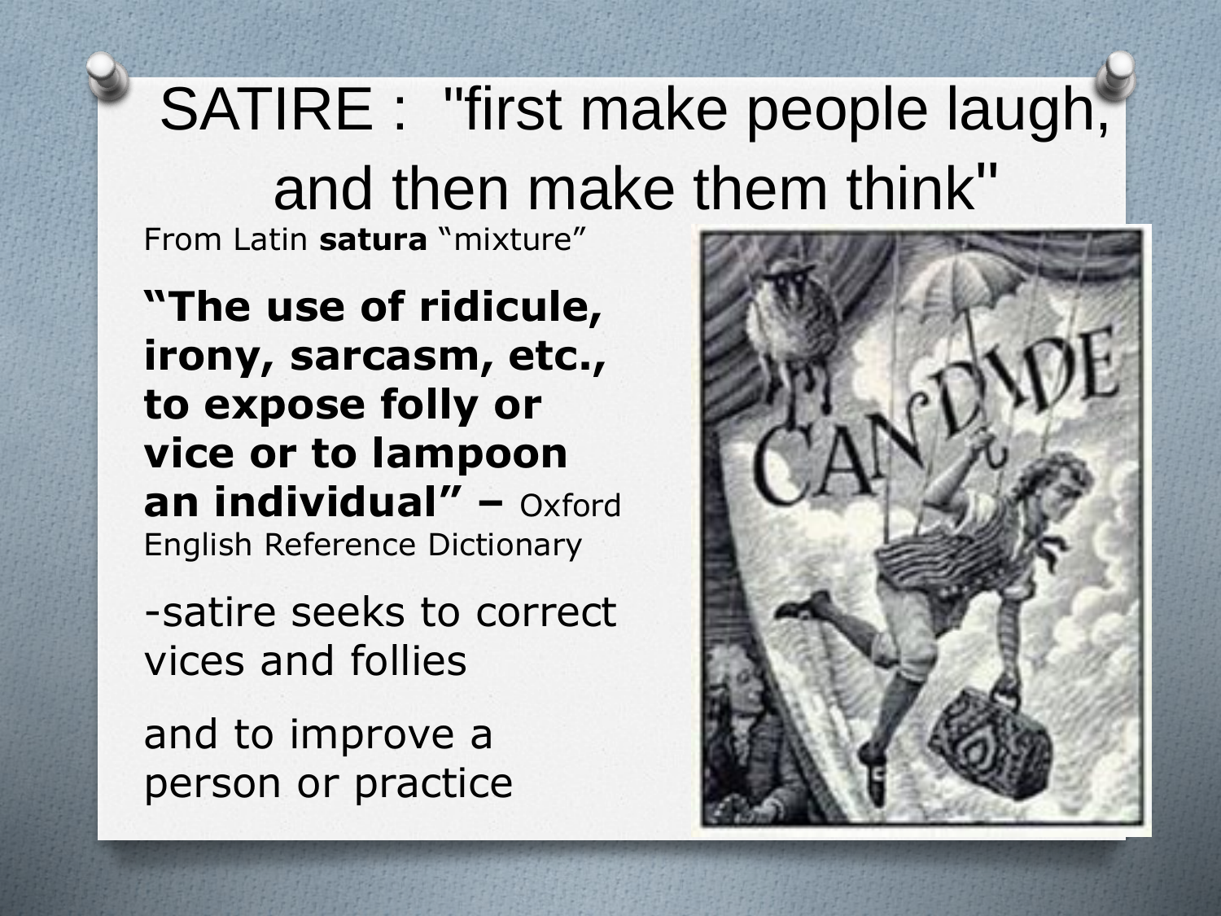# SATIRE : "first make people laugh, and then make them think"

From Latin **satura** "mixture"

**"The use of ridicule, irony, sarcasm, etc., to expose folly or vice or to lampoon an individual" –** Oxford English Reference Dictionary

-satire seeks to correct vices and follies

and to improve a person or practice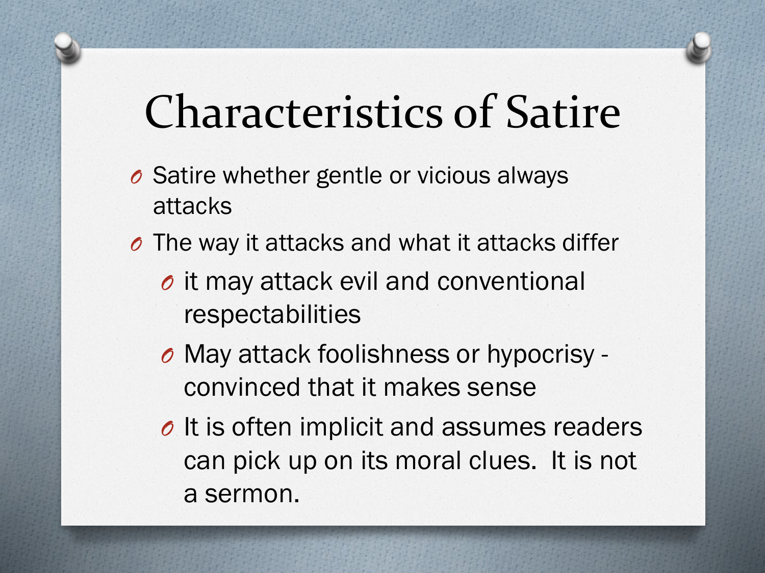# Characteristics of Satire

- Satire whether gentle or vicious always attacks
- The way it attacks and what it attacks differ
  - it may attack evil and conventional respectabilities
  - May attack foolishness or hypocrisy - convinced that it makes sense
  - It is often implicit and assumes readers can pick up on its moral clues. It is not a sermon.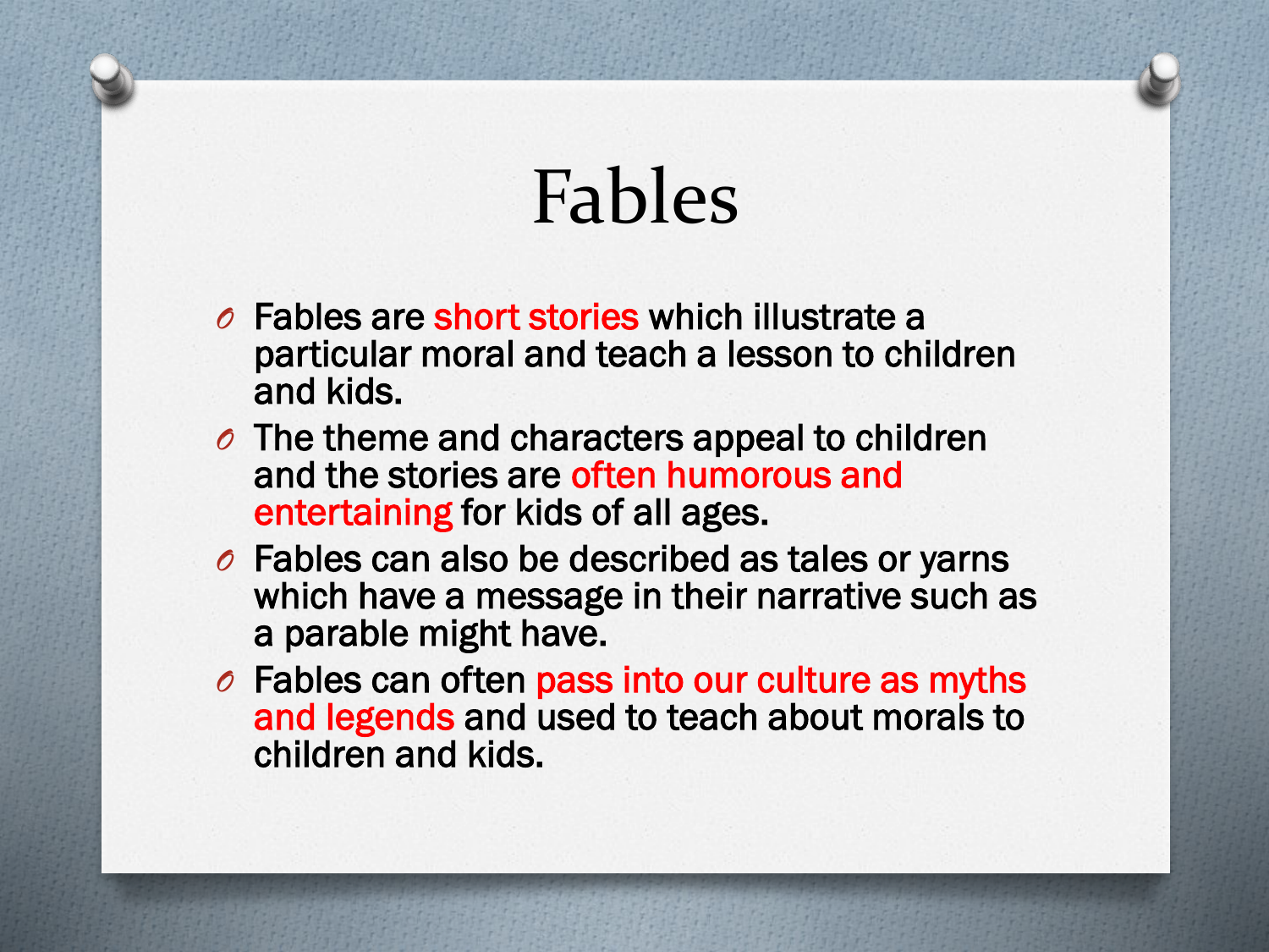# Fables

- Fables are short stories which illustrate a particular moral and teach a lesson to children and kids.
- The theme and characters appeal to children and the stories are often humorous and entertaining for kids of all ages.
- Fables can also be described as tales or yarns which have a message in their narrative such as a parable might have.
- Fables can often pass into our culture as myths and legends and used to teach about morals to children and kids.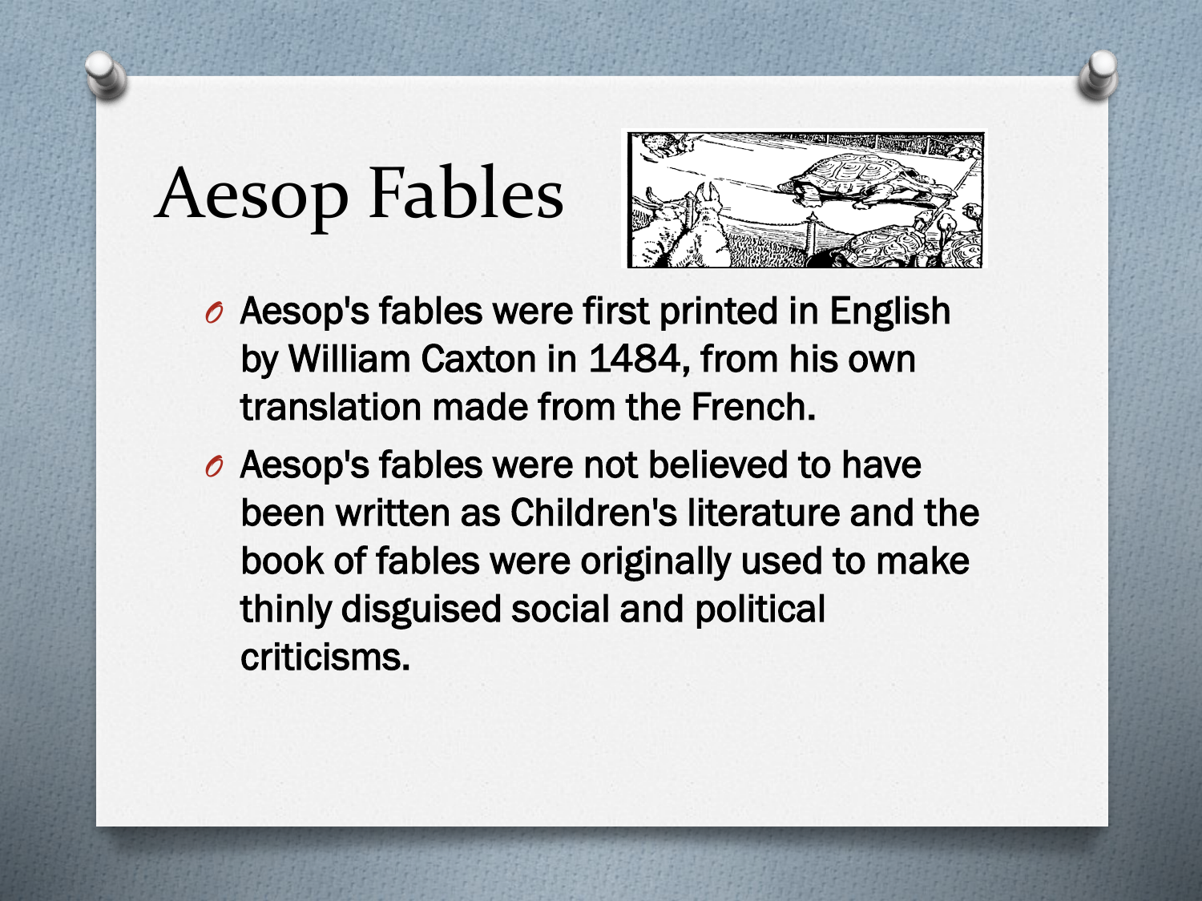# Aesop Fables

- Aesop's fables were first printed in English by William Caxton in 1484, from his own translation made from the French.
- Aesop's fables were not believed to have been written as Children's literature and the book of fables were originally used to make thinly disguised social and political criticisms.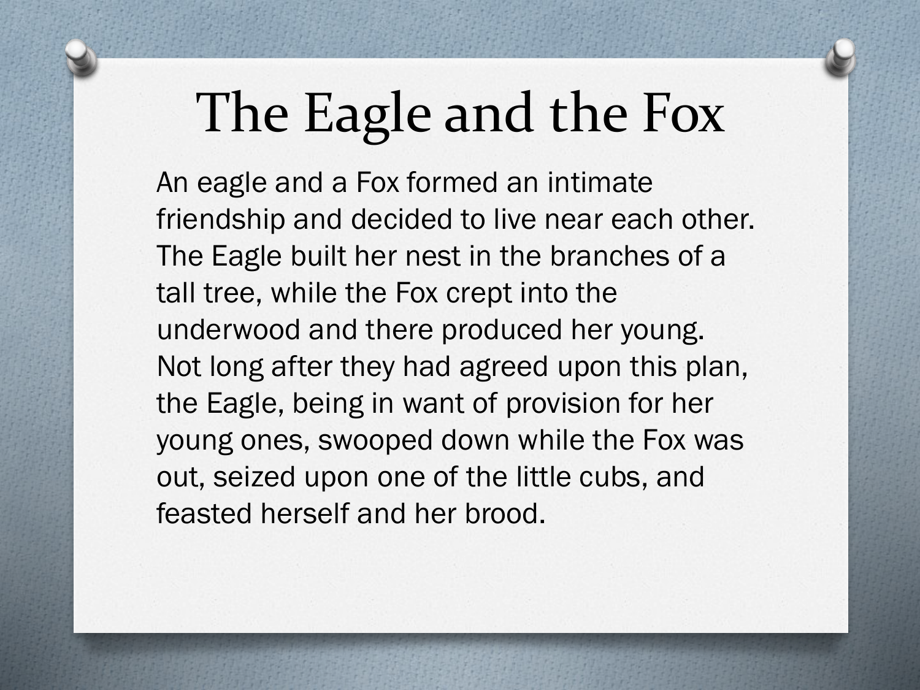# The Eagle and the Fox

An eagle and a Fox formed an intimate friendship and decided to live near each other. The Eagle built her nest in the branches of a tall tree, while the Fox crept into the underwood and there produced her young. Not long after they had agreed upon this plan, the Eagle, being in want of provision for her young ones, swooped down while the Fox was out, seized upon one of the little cubs, and feasted herself and her brood.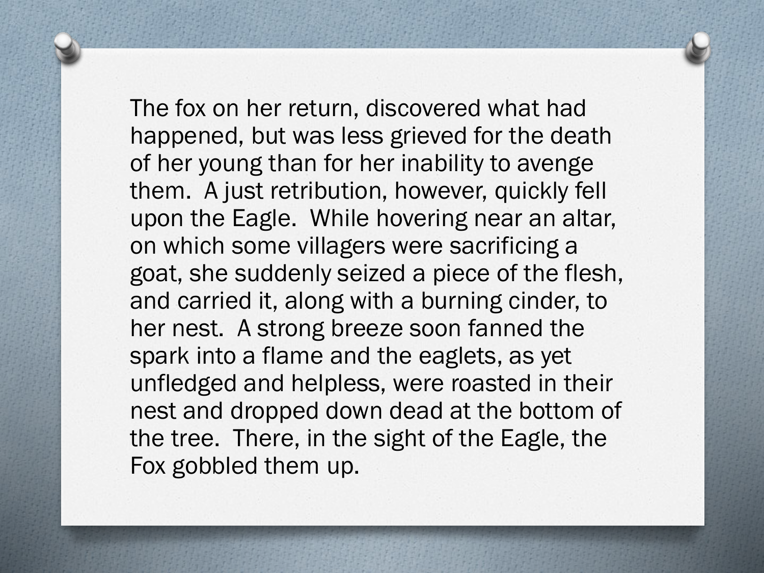The fox on her return, discovered what had happened, but was less grieved for the death of her young than for her inability to avenge them. A just retribution, however, quickly fell upon the Eagle. While hovering near an altar, on which some villagers were sacrificing a goat, she suddenly seized a piece of the flesh, and carried it, along with a burning cinder, to her nest. A strong breeze soon fanned the spark into a flame and the eaglets, as yet unfledged and helpless, were roasted in their nest and dropped down dead at the bottom of the tree. There, in the sight of the Eagle, the Fox gobbled them up.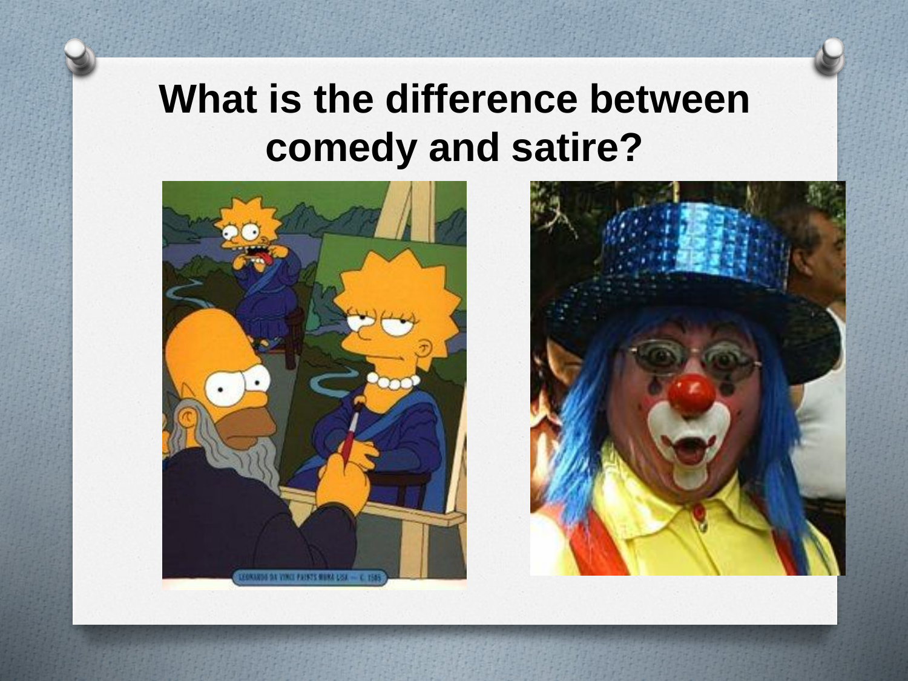# What is the difference between comedy and satire?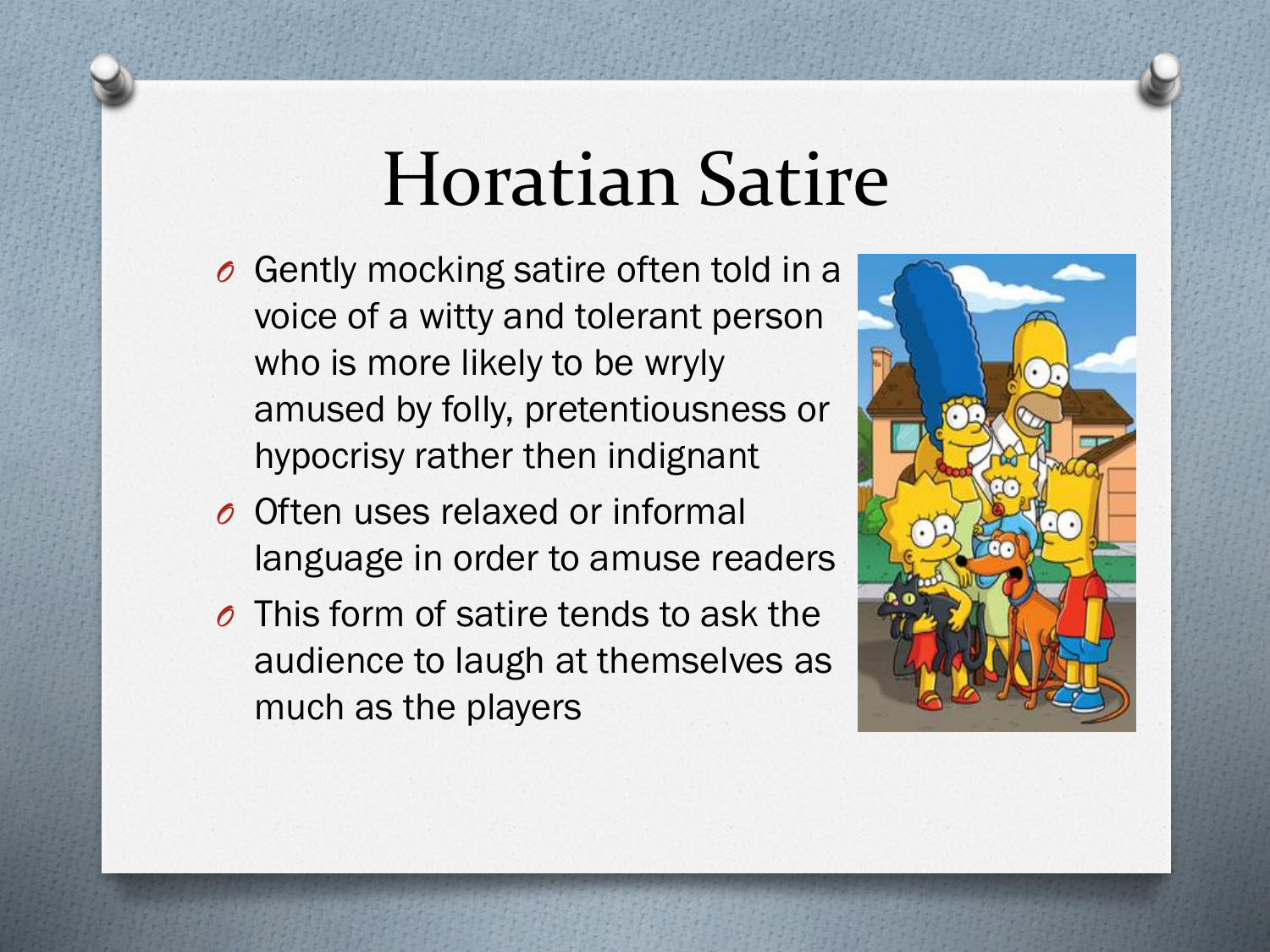# Horatian Satire

- Gently mocking satire often told in a voice of a witty and tolerant person who is more likely to be wryly amused by folly, pretentiousness or hypocrisy rather then indignant
- Often uses relaxed or informal language in order to amuse readers
- This form of satire tends to ask the audience to laugh at themselves as much as the players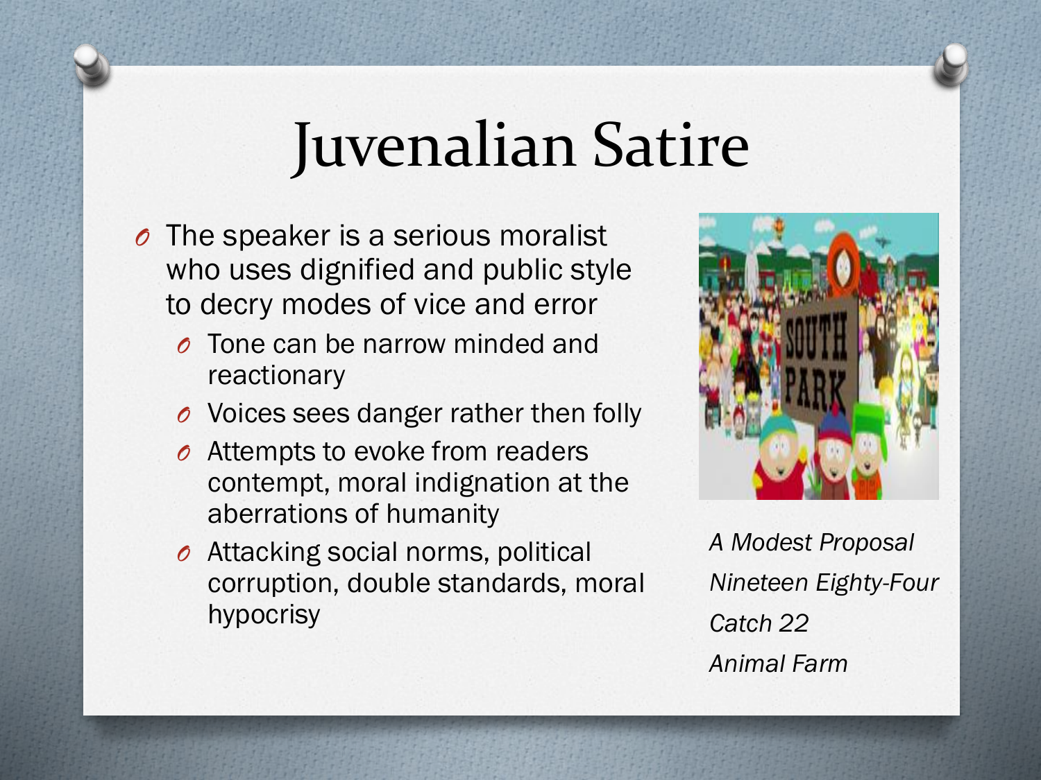# Juvenalian Satire

- The speaker is a serious moralist who uses dignified and public style to decry modes of vice and error
  - Tone can be narrow minded and reactionary
  - Voices sees danger rather then folly
  - Attempts to evoke from readers contempt, moral indignation at the aberrations of humanity
  - Attacking social norms, political corruption, double standards, moral hypocrisy

*A Modest Proposal*

*Nineteen Eighty-Four*

*Catch 22*

*Animal Farm*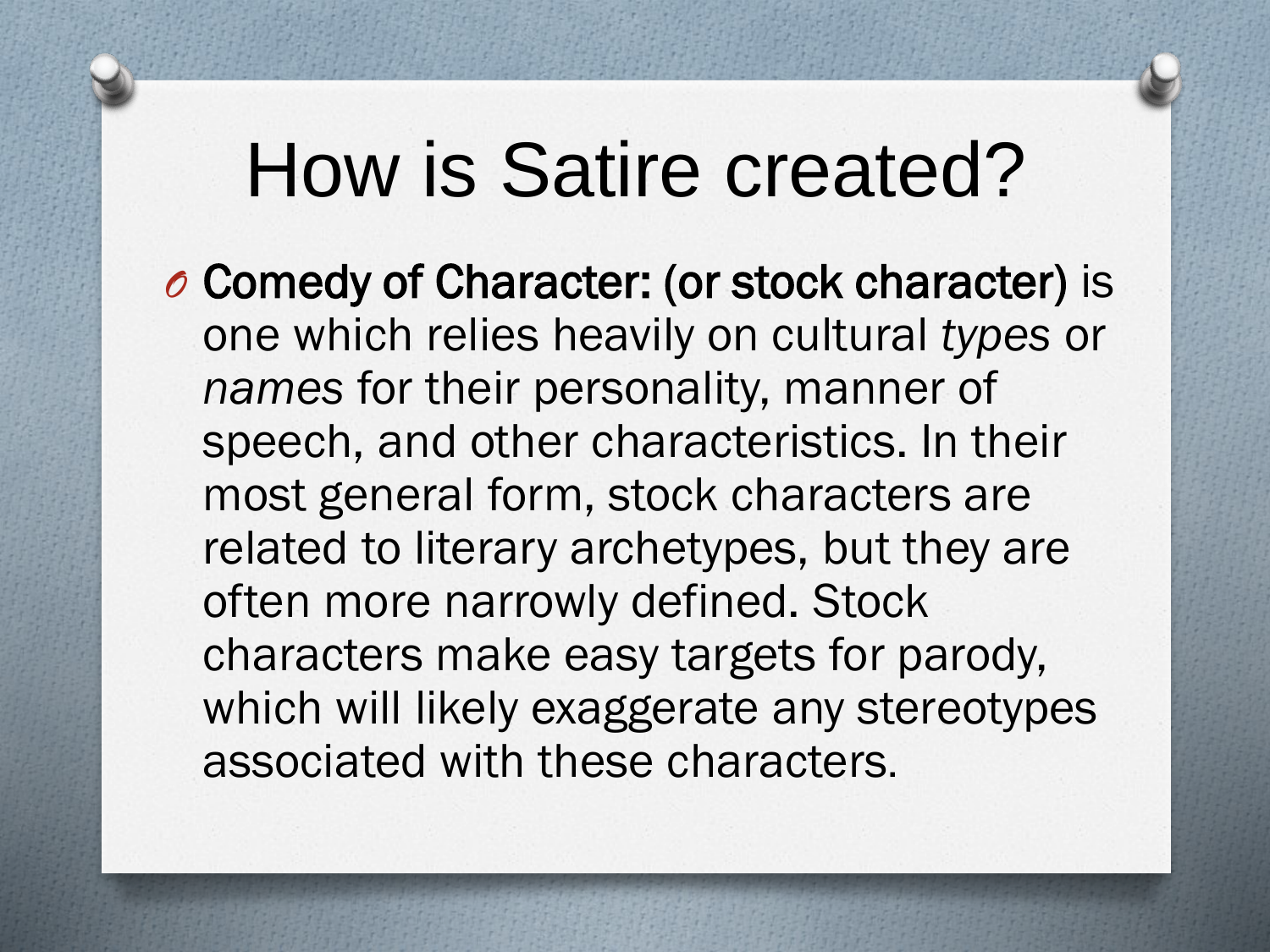# How is Satire created?

- **Comedy of Character: (or stock character)** is one which relies heavily on cultural *types* or *names* for their personality, manner of speech, and other characteristics. In their most general form, stock characters are related to literary archetypes, but they are often more narrowly defined. Stock characters make easy targets for parody, which will likely exaggerate any stereotypes associated with these characters.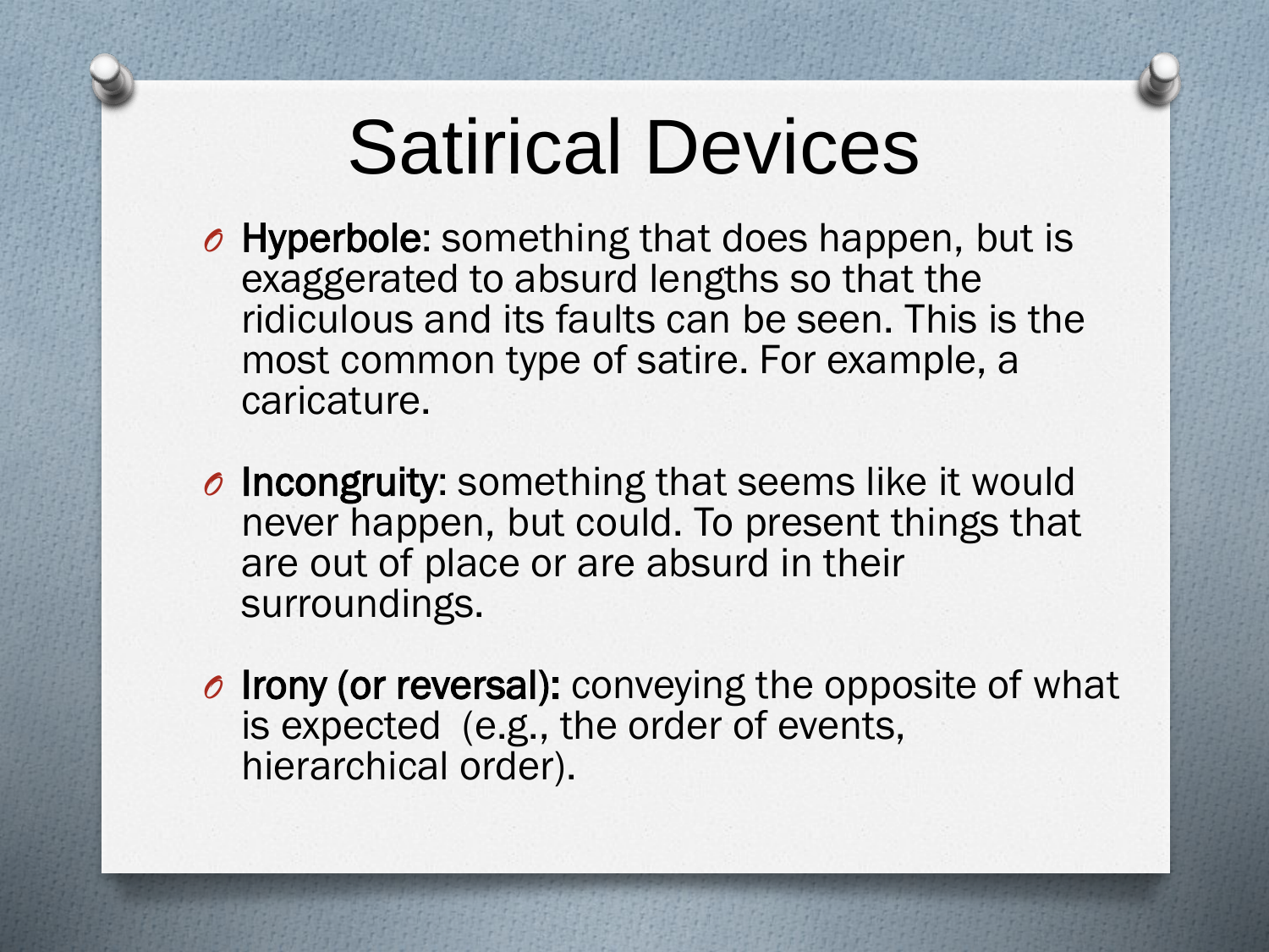# Satirical Devices

- **Hyperbole**: something that does happen, but is exaggerated to absurd lengths so that the ridiculous and its faults can be seen. This is the most common type of satire. For example, a caricature.
- **Incongruity**: something that seems like it would never happen, but could. To present things that are out of place or are absurd in their surroundings.
- **Irony (or reversal):** conveying the opposite of what is expected (e.g., the order of events, hierarchical order).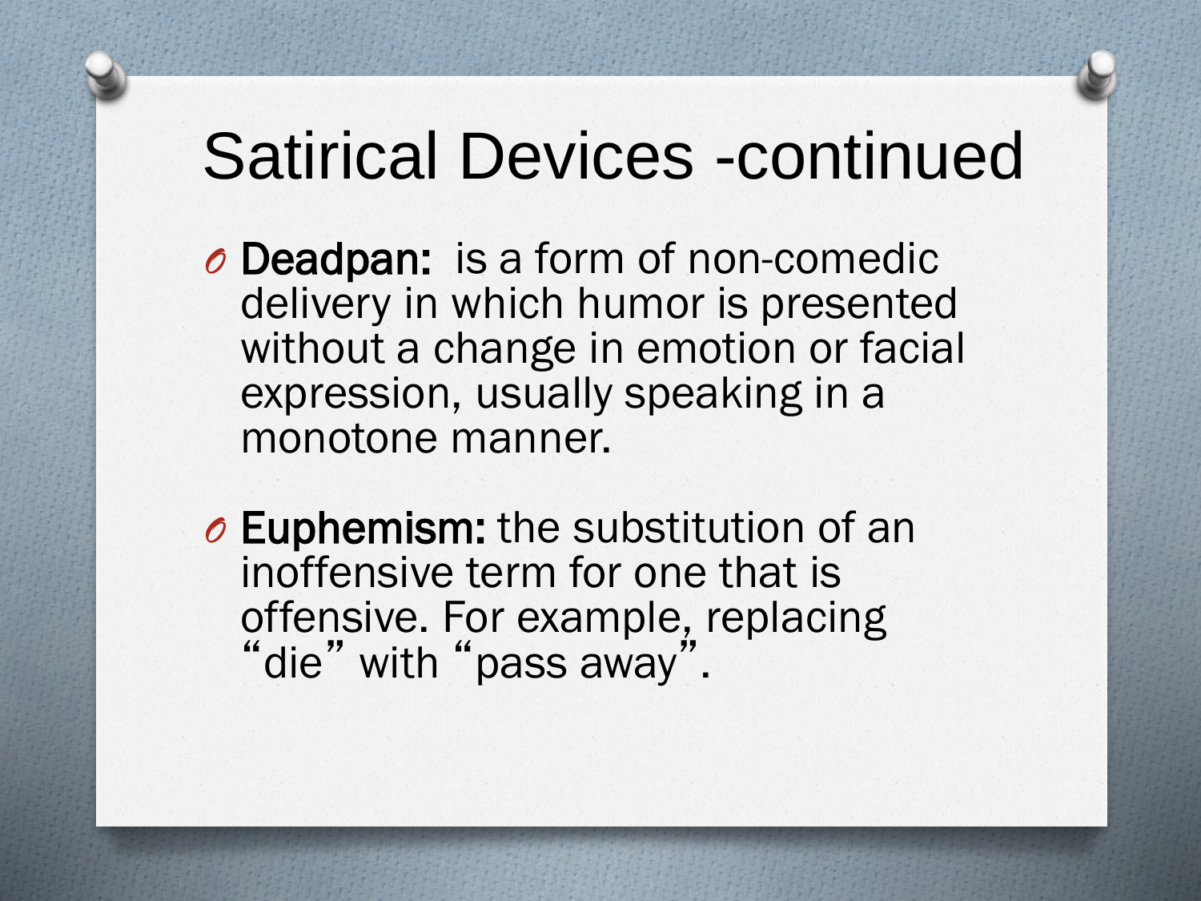# Satirical Devices -continued

- **Deadpan:** is a form of non-comedic delivery in which humor is presented without a change in emotion or facial expression, usually speaking in a monotone manner.

- **Euphemism:** the substitution of an inoffensive term for one that is offensive. For example, replacing "die" with "pass away".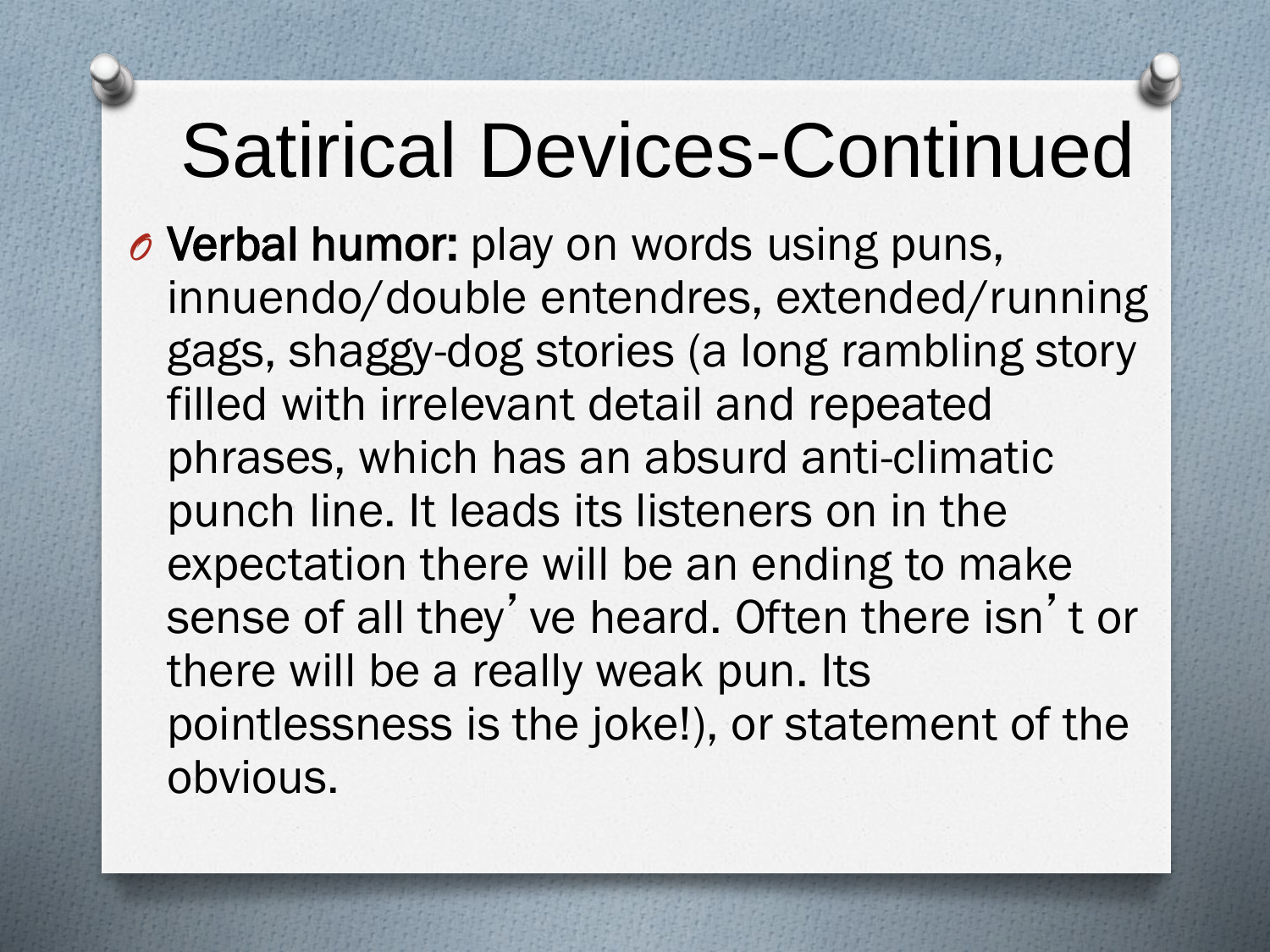# Satirical Devices-Continued

- **Verbal humor:** play on words using puns, innuendo/double entendres, extended/running gags, shaggy-dog stories (a long rambling story filled with irrelevant detail and repeated phrases, which has an absurd anti-climatic punch line. It leads its listeners on in the expectation there will be an ending to make sense of all they've heard. Often there isn't or there will be a really weak pun. Its pointlessness is the joke!), or statement of the obvious.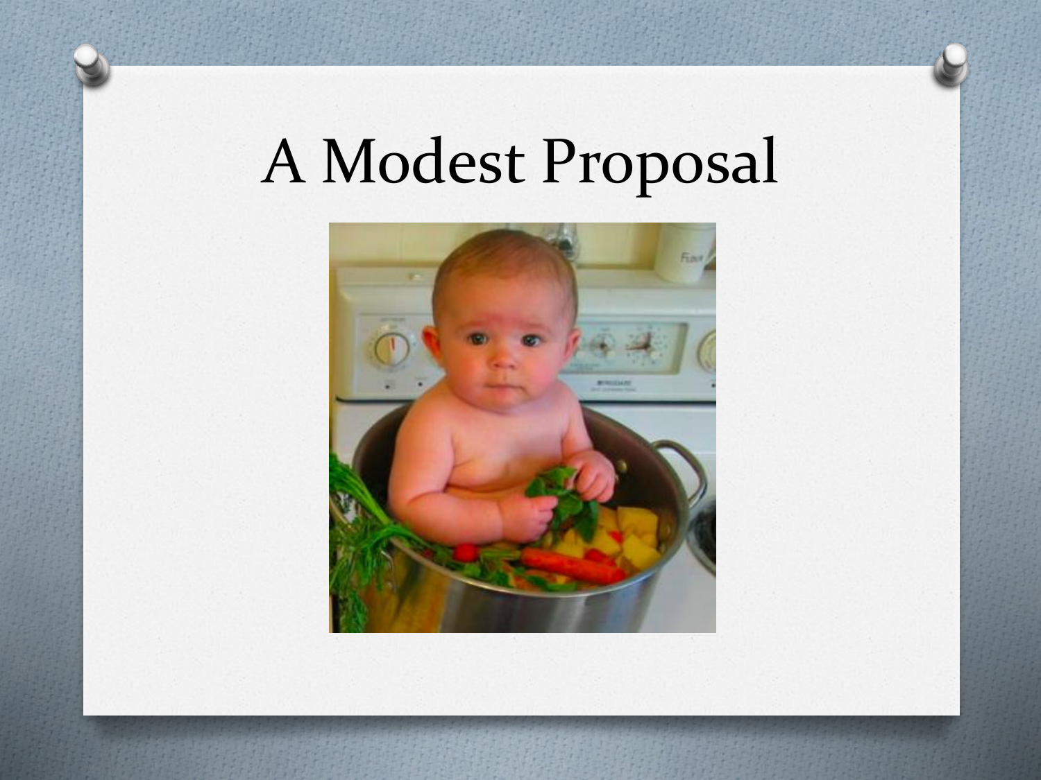# A Modest Proposal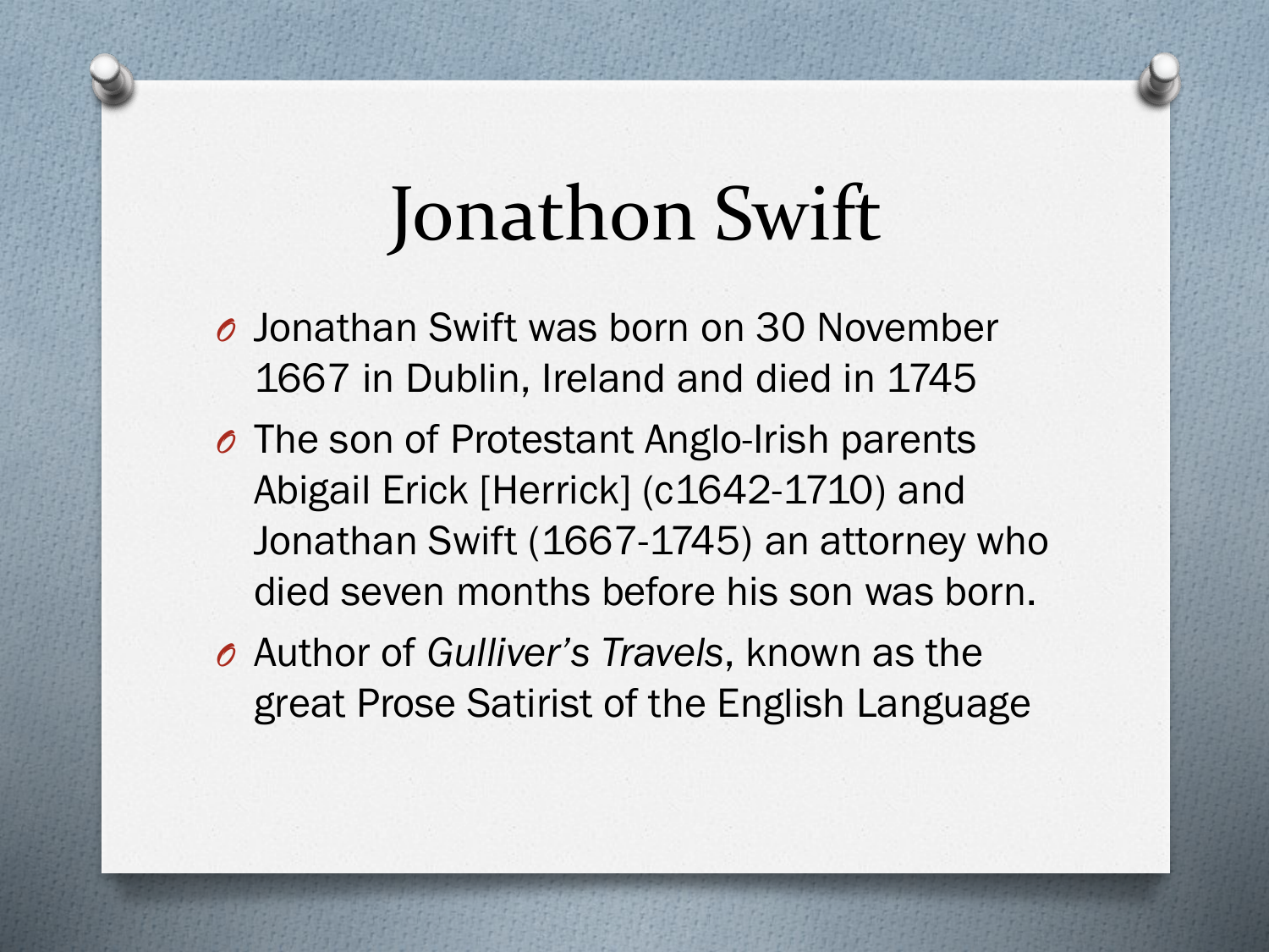# Jonathon Swift

- Jonathan Swift was born on 30 November 1667 in Dublin, Ireland and died in 1745
- The son of Protestant Anglo-Irish parents Abigail Erick [Herrick] (c1642-1710) and Jonathan Swift (1667-1745) an attorney who died seven months before his son was born.
- Author of *Gulliver's Travels*, known as the great Prose Satirist of the English Language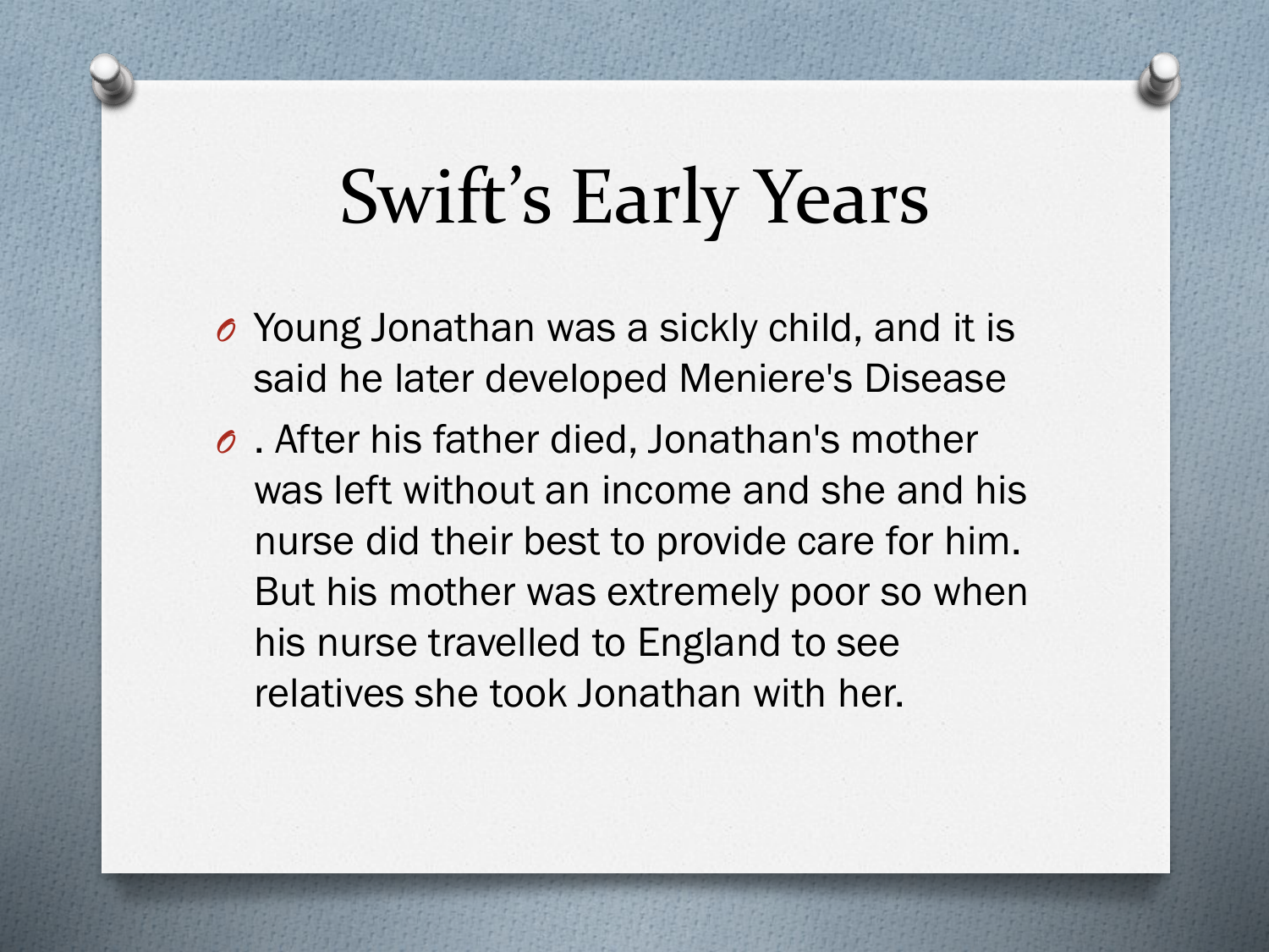# Swift's Early Years

- Young Jonathan was a sickly child, and it is said he later developed Meniere's Disease
- . After his father died, Jonathan's mother was left without an income and she and his nurse did their best to provide care for him. But his mother was extremely poor so when his nurse travelled to England to see relatives she took Jonathan with her.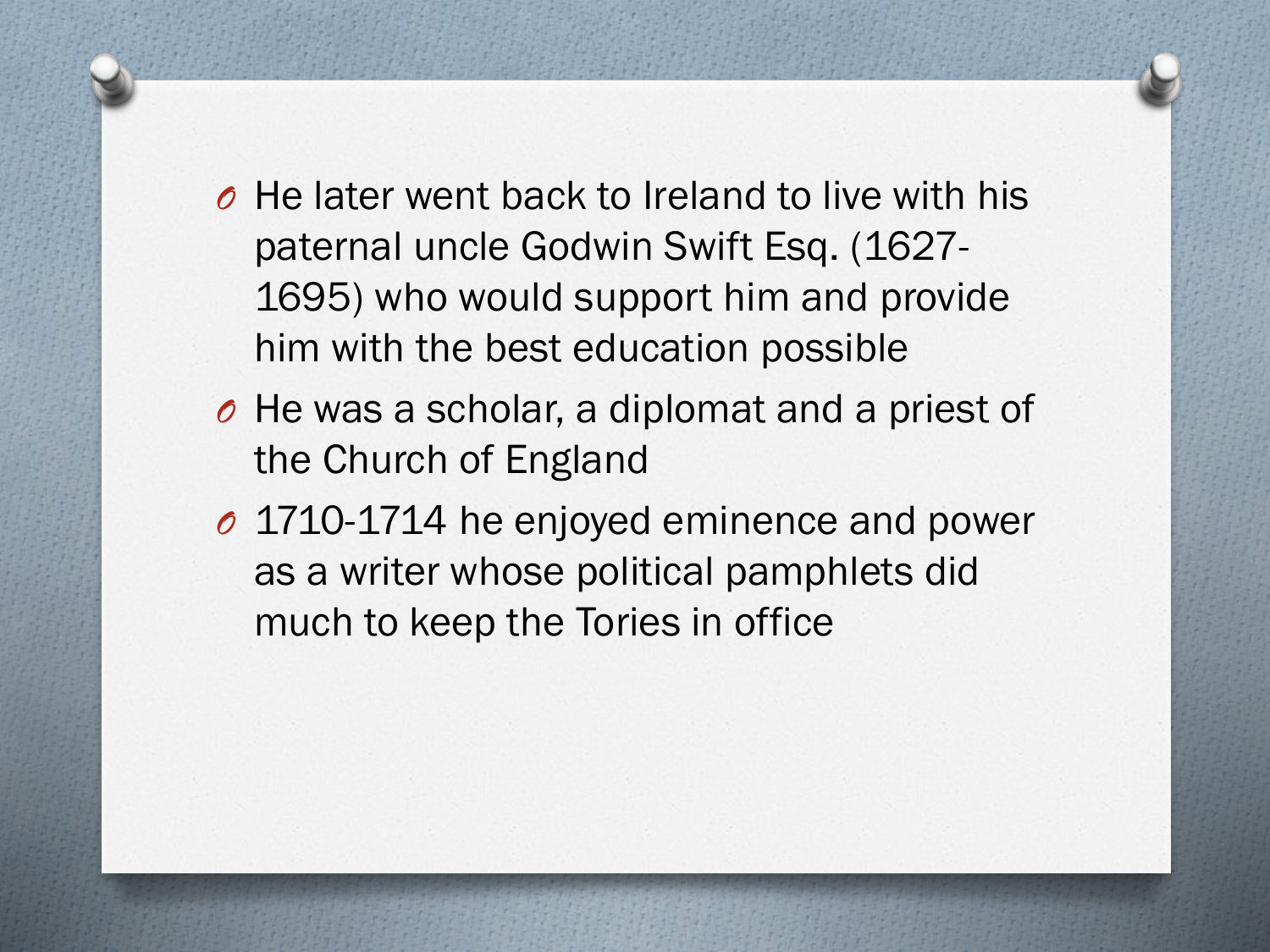- He later went back to Ireland to live with his paternal uncle Godwin Swift Esq. (1627-1695) who would support him and provide him with the best education possible
- He was a scholar, a diplomat and a priest of the Church of England
- 1710-1714 he enjoyed eminence and power as a writer whose political pamphlets did much to keep the Tories in office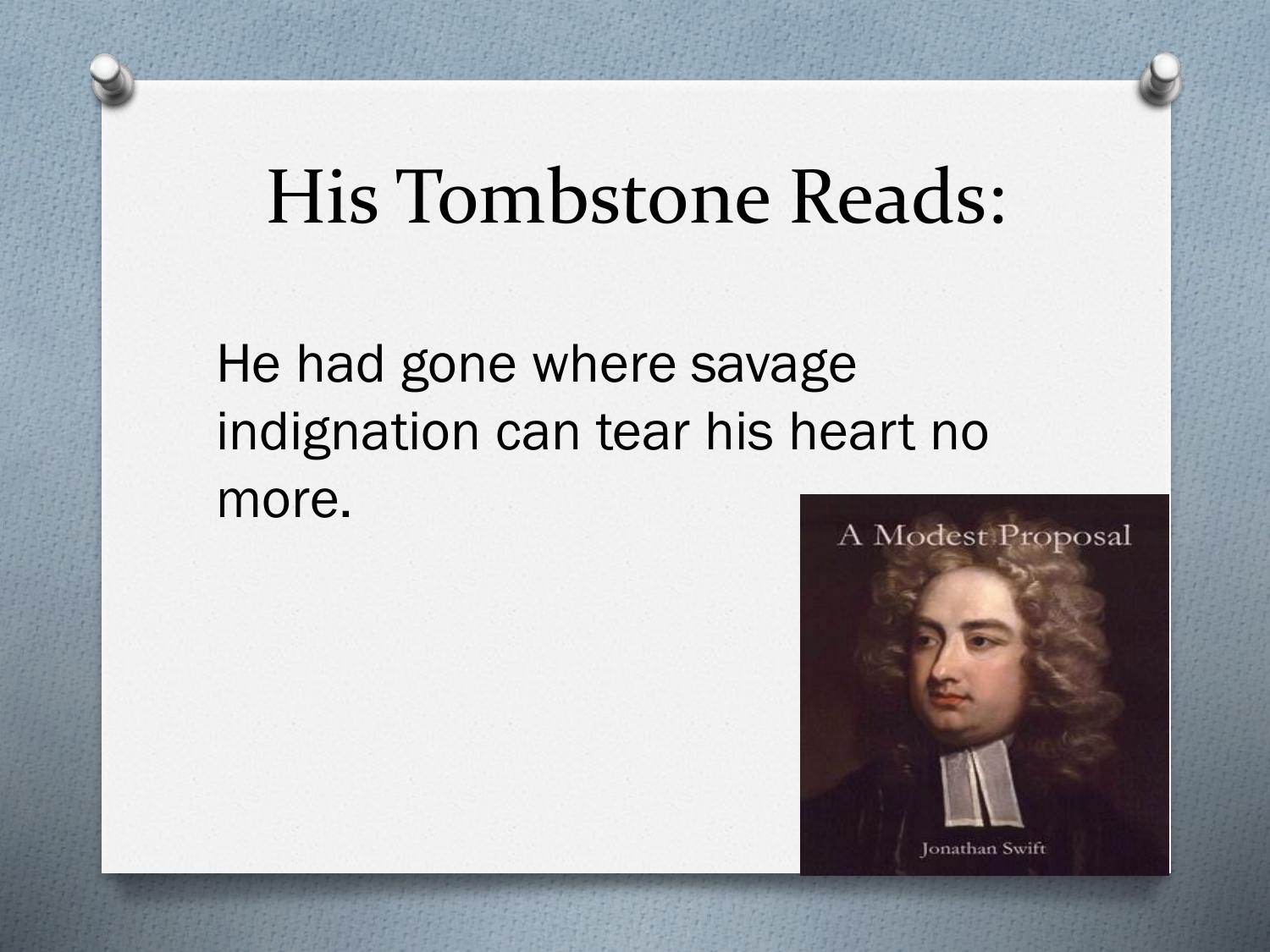# His Tombstone Reads:

He had gone where savage indignation can tear his heart no more.